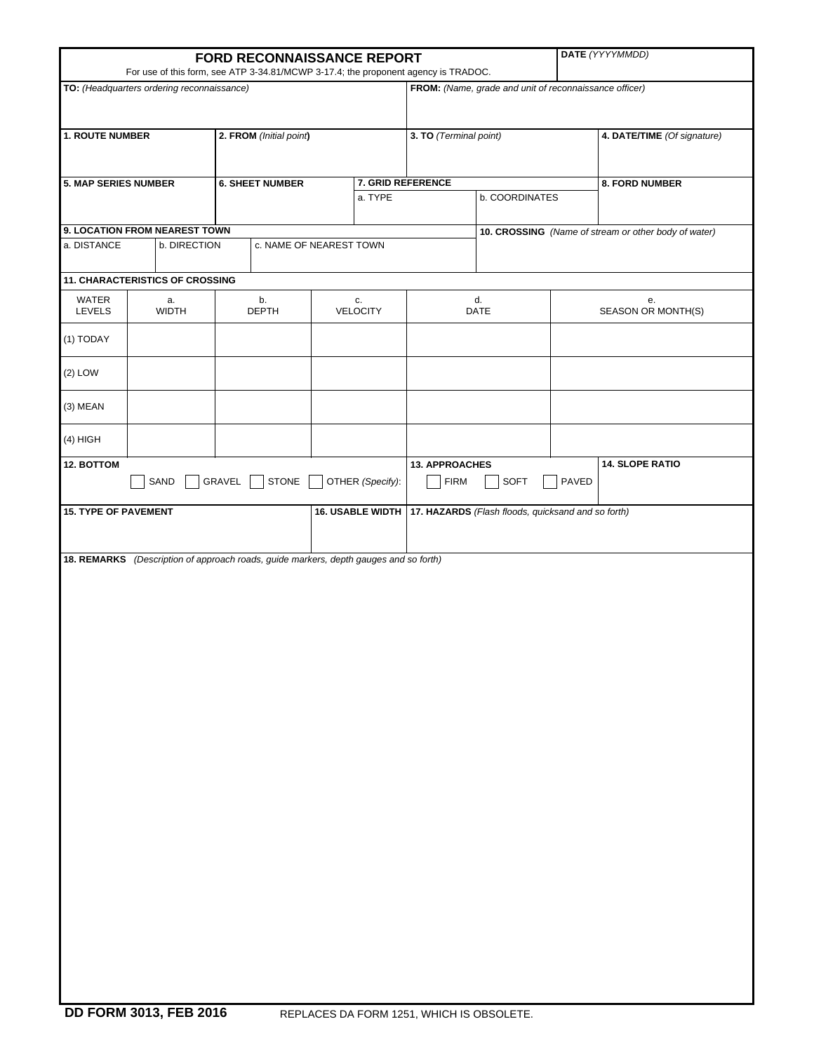# FORD RECONNAISSANCE REPORT

For use of this form, see ATP 3-34.81/MCWP 3-17.4; the proponent agency is TRADOC.

**DATE** *(YYYYMMDD)*

| **TO:** *(Headquarters ordering reconnaissance)* | **FROM:** *(Name, grade and unit of reconnaissance officer)* |
|---|---|
| | |

| **1. ROUTE NUMBER** | **2. FROM** *(Initial point)* | **3. TO** *(Terminal point)* | **4. DATE/TIME** *(Of signature)* |
|---|---|---|---|
| | | | |

| **5. MAP SERIES NUMBER** | **6. SHEET NUMBER** | **7. GRID REFERENCE** | | **8. FORD NUMBER** |
|---|---|---|---|---|
| | | a. TYPE | b. COORDINATES | |
| | | | | |

| **9. LOCATION FROM NEAREST TOWN** | | | **10. CROSSING** *(Name of stream or other body of water)* |
|---|---|---|---|
| a. DISTANCE | b. DIRECTION | c. NAME OF NEAREST TOWN | |
| | | | |

**11. CHARACTERISTICS OF CROSSING**

| WATER LEVELS | a. WIDTH | b. DEPTH | c. VELOCITY | d. DATE | e. SEASON OR MONTH(S) |
|---|---|---|---|---|---|
| (1) TODAY | | | | | |
| (2) LOW | | | | | |
| (3) MEAN | | | | | |
| (4) HIGH | | | | | |

| **12. BOTTOM** | **13. APPROACHES** | **14. SLOPE RATIO** |
|---|---|---|
| ☐ SAND ☐ GRAVEL ☐ STONE ☐ OTHER *(Specify)*: | ☐ FIRM ☐ SOFT ☐ PAVED | |

| **15. TYPE OF PAVEMENT** | **16. USABLE WIDTH** | **17. HAZARDS** *(Flash floods, quicksand and so forth)* |
|---|---|---|
| | | |

**18. REMARKS** *(Description of approach roads, guide markers, depth gauges and so forth)*

**DD FORM 3013, FEB 2016** REPLACES DA FORM 1251, WHICH IS OBSOLETE.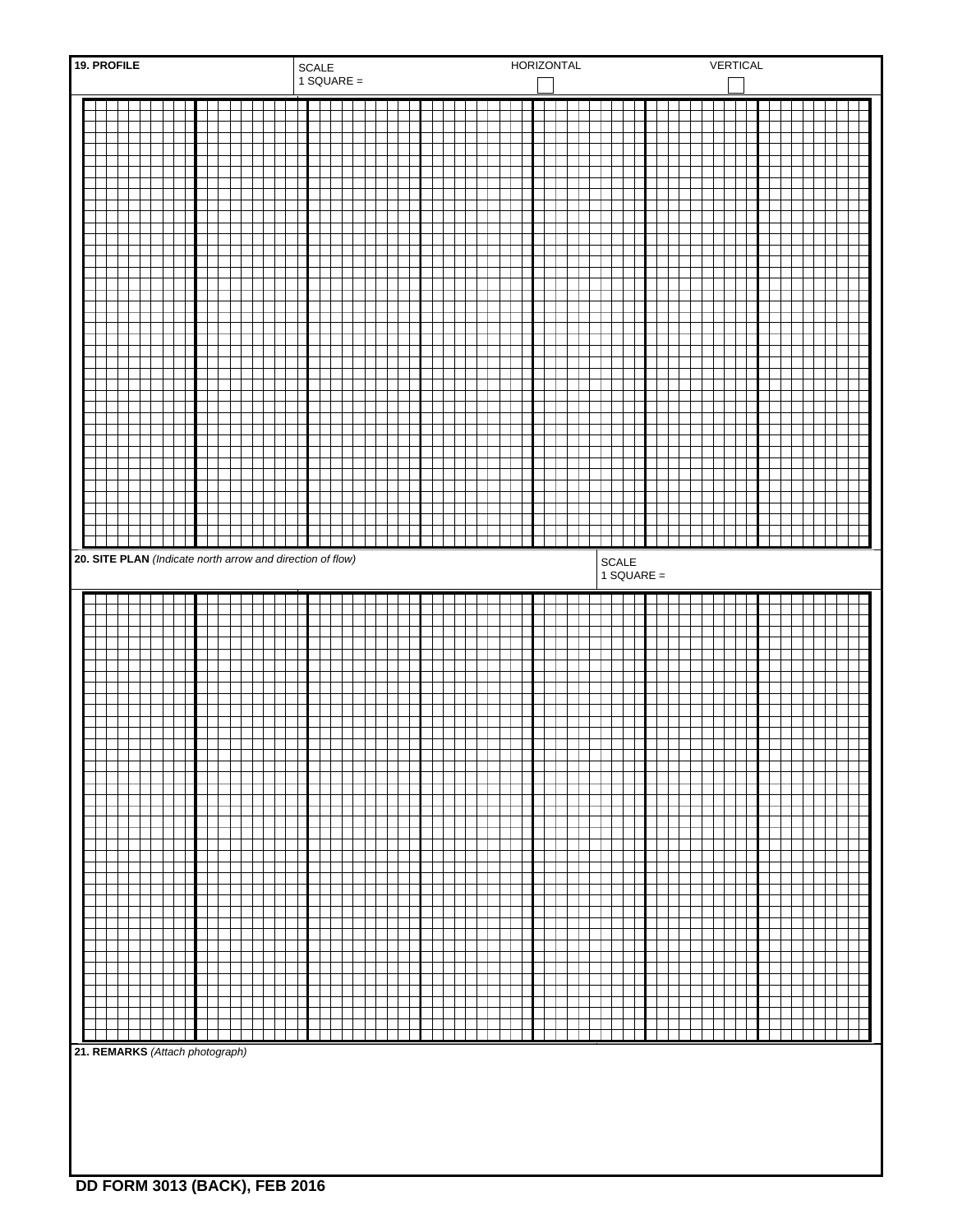**19. PROFILE**

SCALE
1 SQUARE =

HORIZONTAL ☐

VERTICAL ☐

**20. SITE PLAN** *(Indicate north arrow and direction of flow)*

SCALE
1 SQUARE =

**21. REMARKS** *(Attach photograph)*

**DD FORM 3013 (BACK), FEB 2016**